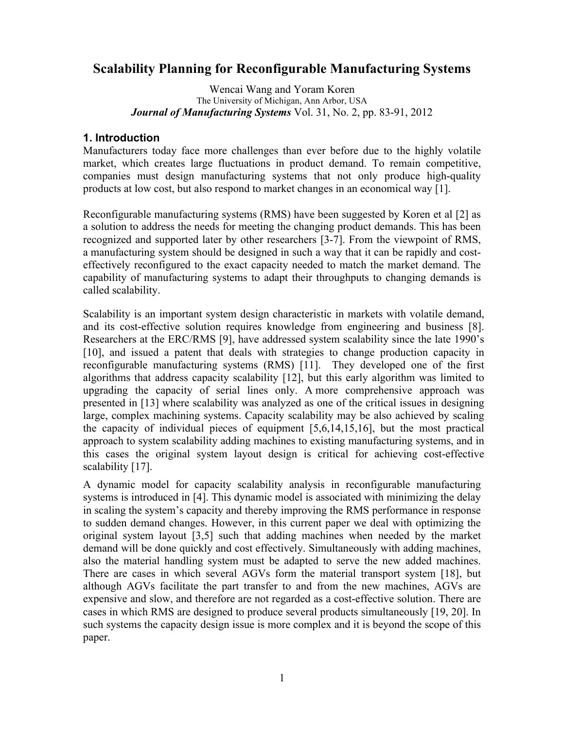# Scalability Planning for Reconfigurable Manufacturing Systems

Wencai Wang and Yoram Koren
The University of Michigan, Ann Arbor, USA
***Journal of Manufacturing Systems*** Vol. 31, No. 2, pp. 83-91, 2012

## 1. Introduction

Manufacturers today face more challenges than ever before due to the highly volatile market, which creates large fluctuations in product demand. To remain competitive, companies must design manufacturing systems that not only produce high-quality products at low cost, but also respond to market changes in an economical way [1].

Reconfigurable manufacturing systems (RMS) have been suggested by Koren et al [2] as a solution to address the needs for meeting the changing product demands. This has been recognized and supported later by other researchers [3-7]. From the viewpoint of RMS, a manufacturing system should be designed in such a way that it can be rapidly and cost-effectively reconfigured to the exact capacity needed to match the market demand. The capability of manufacturing systems to adapt their throughputs to changing demands is called scalability.

Scalability is an important system design characteristic in markets with volatile demand, and its cost-effective solution requires knowledge from engineering and business [8]. Researchers at the ERC/RMS [9], have addressed system scalability since the late 1990's [10], and issued a patent that deals with strategies to change production capacity in reconfigurable manufacturing systems (RMS) [11]. They developed one of the first algorithms that address capacity scalability [12], but this early algorithm was limited to upgrading the capacity of serial lines only. A more comprehensive approach was presented in [13] where scalability was analyzed as one of the critical issues in designing large, complex machining systems. Capacity scalability may be also achieved by scaling the capacity of individual pieces of equipment [5,6,14,15,16], but the most practical approach to system scalability adding machines to existing manufacturing systems, and in this cases the original system layout design is critical for achieving cost-effective scalability [17].

A dynamic model for capacity scalability analysis in reconfigurable manufacturing systems is introduced in [4]. This dynamic model is associated with minimizing the delay in scaling the system's capacity and thereby improving the RMS performance in response to sudden demand changes. However, in this current paper we deal with optimizing the original system layout [3,5] such that adding machines when needed by the market demand will be done quickly and cost effectively. Simultaneously with adding machines, also the material handling system must be adapted to serve the new added machines. There are cases in which several AGVs form the material transport system [18], but although AGVs facilitate the part transfer to and from the new machines, AGVs are expensive and slow, and therefore are not regarded as a cost-effective solution. There are cases in which RMS are designed to produce several products simultaneously [19, 20]. In such systems the capacity design issue is more complex and it is beyond the scope of this paper.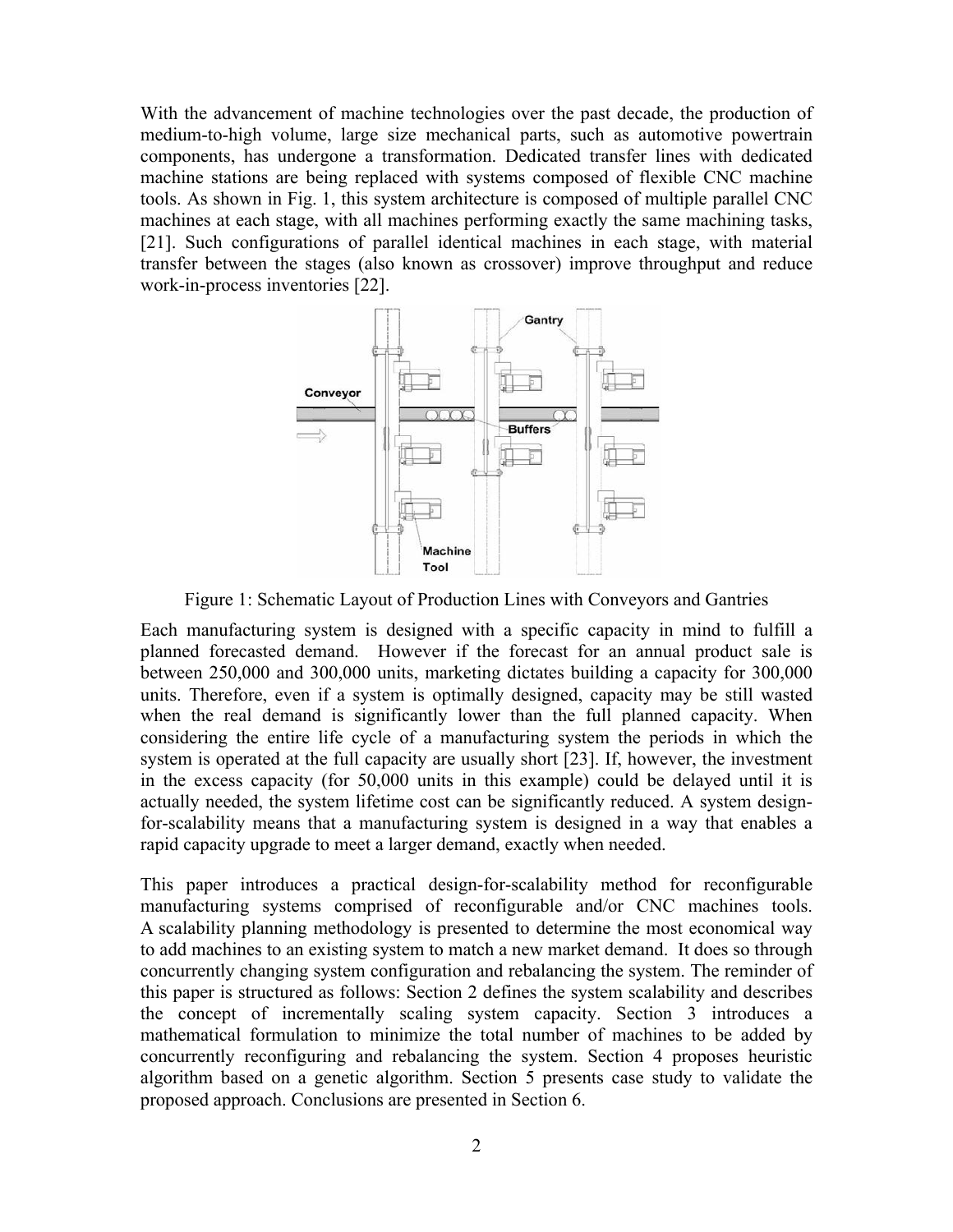With the advancement of machine technologies over the past decade, the production of medium-to-high volume, large size mechanical parts, such as automotive powertrain components, has undergone a transformation. Dedicated transfer lines with dedicated machine stations are being replaced with systems composed of flexible CNC machine tools. As shown in Fig. 1, this system architecture is composed of multiple parallel CNC machines at each stage, with all machines performing exactly the same machining tasks, [21]. Such configurations of parallel identical machines in each stage, with material transfer between the stages (also known as crossover) improve throughput and reduce work-in-process inventories [22].

Conveyor

Gantry

Buffers

Machine Tool

Figure 1: Schematic Layout of Production Lines with Conveyors and Gantries

Each manufacturing system is designed with a specific capacity in mind to fulfill a planned forecasted demand. However if the forecast for an annual product sale is between 250,000 and 300,000 units, marketing dictates building a capacity for 300,000 units. Therefore, even if a system is optimally designed, capacity may be still wasted when the real demand is significantly lower than the full planned capacity. When considering the entire life cycle of a manufacturing system the periods in which the system is operated at the full capacity are usually short [23]. If, however, the investment in the excess capacity (for 50,000 units in this example) could be delayed until it is actually needed, the system lifetime cost can be significantly reduced. A system design-for-scalability means that a manufacturing system is designed in a way that enables a rapid capacity upgrade to meet a larger demand, exactly when needed.

This paper introduces a practical design-for-scalability method for reconfigurable manufacturing systems comprised of reconfigurable and/or CNC machines tools. A scalability planning methodology is presented to determine the most economical way to add machines to an existing system to match a new market demand. It does so through concurrently changing system configuration and rebalancing the system. The reminder of this paper is structured as follows: Section 2 defines the system scalability and describes the concept of incrementally scaling system capacity. Section 3 introduces a mathematical formulation to minimize the total number of machines to be added by concurrently reconfiguring and rebalancing the system. Section 4 proposes heuristic algorithm based on a genetic algorithm. Section 5 presents case study to validate the proposed approach. Conclusions are presented in Section 6.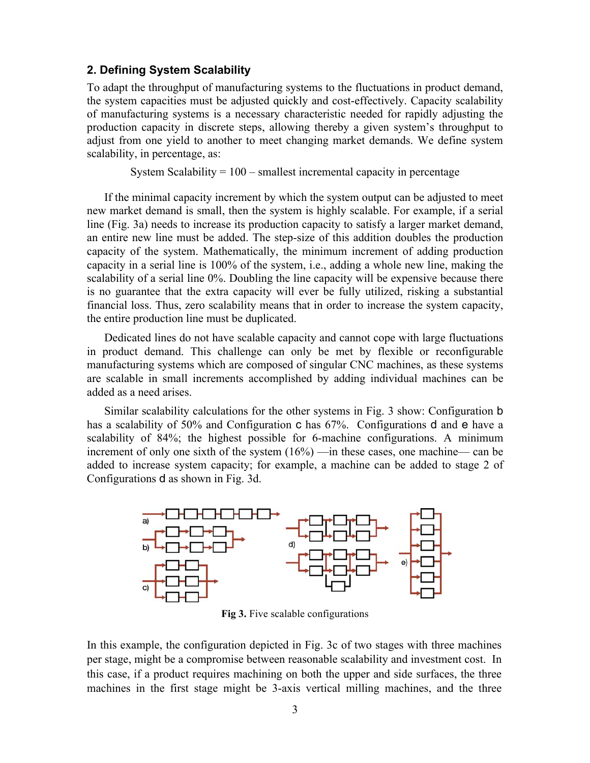## 2. Defining System Scalability

To adapt the throughput of manufacturing systems to the fluctuations in product demand, the system capacities must be adjusted quickly and cost-effectively. Capacity scalability of manufacturing systems is a necessary characteristic needed for rapidly adjusting the production capacity in discrete steps, allowing thereby a given system's throughput to adjust from one yield to another to meet changing market demands. We define system scalability, in percentage, as:

System Scalability = 100 – smallest incremental capacity in percentage

If the minimal capacity increment by which the system output can be adjusted to meet new market demand is small, then the system is highly scalable. For example, if a serial line (Fig. 3a) needs to increase its production capacity to satisfy a larger market demand, an entire new line must be added. The step-size of this addition doubles the production capacity of the system. Mathematically, the minimum increment of adding production capacity in a serial line is 100% of the system, i.e., adding a whole new line, making the scalability of a serial line 0%. Doubling the line capacity will be expensive because there is no guarantee that the extra capacity will ever be fully utilized, risking a substantial financial loss. Thus, zero scalability means that in order to increase the system capacity, the entire production line must be duplicated.

Dedicated lines do not have scalable capacity and cannot cope with large fluctuations in product demand. This challenge can only be met by flexible or reconfigurable manufacturing systems which are composed of singular CNC machines, as these systems are scalable in small increments accomplished by adding individual machines can be added as a need arises.

Similar scalability calculations for the other systems in Fig. 3 show: Configuration b has a scalability of 50% and Configuration c has 67%. Configurations d and e have a scalability of 84%; the highest possible for 6-machine configurations. A minimum increment of only one sixth of the system (16%) —in these cases, one machine— can be added to increase system capacity; for example, a machine can be added to stage 2 of Configurations d as shown in Fig. 3d.

a)

b)

c)

d)

e)

**Fig 3.** Five scalable configurations

In this example, the configuration depicted in Fig. 3c of two stages with three machines per stage, might be a compromise between reasonable scalability and investment cost. In this case, if a product requires machining on both the upper and side surfaces, the three machines in the first stage might be 3-axis vertical milling machines, and the three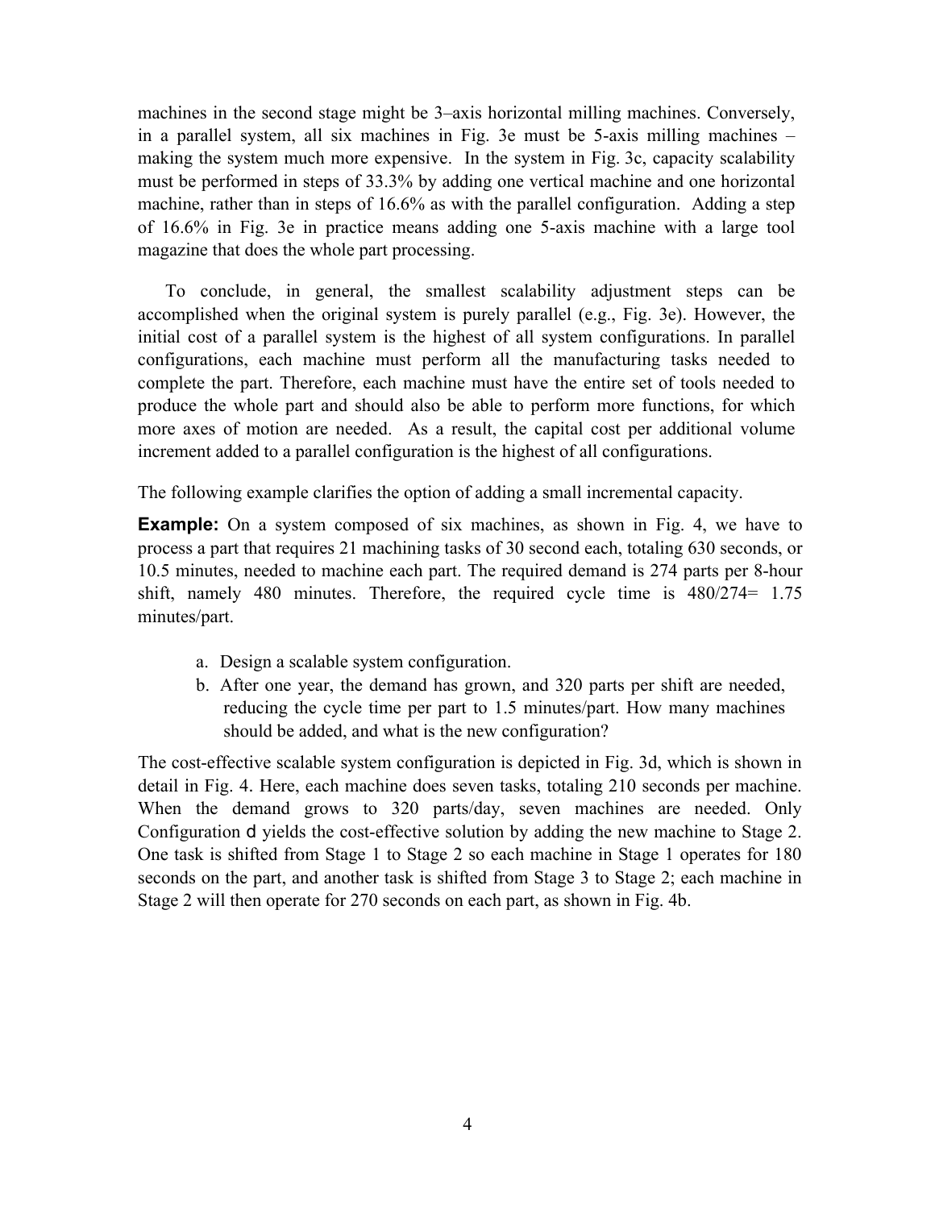machines in the second stage might be 3–axis horizontal milling machines. Conversely, in a parallel system, all six machines in Fig. 3e must be 5-axis milling machines – making the system much more expensive. In the system in Fig. 3c, capacity scalability must be performed in steps of 33.3% by adding one vertical machine and one horizontal machine, rather than in steps of 16.6% as with the parallel configuration. Adding a step of 16.6% in Fig. 3e in practice means adding one 5-axis machine with a large tool magazine that does the whole part processing.

To conclude, in general, the smallest scalability adjustment steps can be accomplished when the original system is purely parallel (e.g., Fig. 3e). However, the initial cost of a parallel system is the highest of all system configurations. In parallel configurations, each machine must perform all the manufacturing tasks needed to complete the part. Therefore, each machine must have the entire set of tools needed to produce the whole part and should also be able to perform more functions, for which more axes of motion are needed. As a result, the capital cost per additional volume increment added to a parallel configuration is the highest of all configurations.

The following example clarifies the option of adding a small incremental capacity.

**Example:** On a system composed of six machines, as shown in Fig. 4, we have to process a part that requires 21 machining tasks of 30 second each, totaling 630 seconds, or 10.5 minutes, needed to machine each part. The required demand is 274 parts per 8-hour shift, namely 480 minutes. Therefore, the required cycle time is 480/274= 1.75 minutes/part.

a. Design a scalable system configuration.
b. After one year, the demand has grown, and 320 parts per shift are needed, reducing the cycle time per part to 1.5 minutes/part. How many machines should be added, and what is the new configuration?

The cost-effective scalable system configuration is depicted in Fig. 3d, which is shown in detail in Fig. 4. Here, each machine does seven tasks, totaling 210 seconds per machine. When the demand grows to 320 parts/day, seven machines are needed. Only Configuration d yields the cost-effective solution by adding the new machine to Stage 2. One task is shifted from Stage 1 to Stage 2 so each machine in Stage 1 operates for 180 seconds on the part, and another task is shifted from Stage 3 to Stage 2; each machine in Stage 2 will then operate for 270 seconds on each part, as shown in Fig. 4b.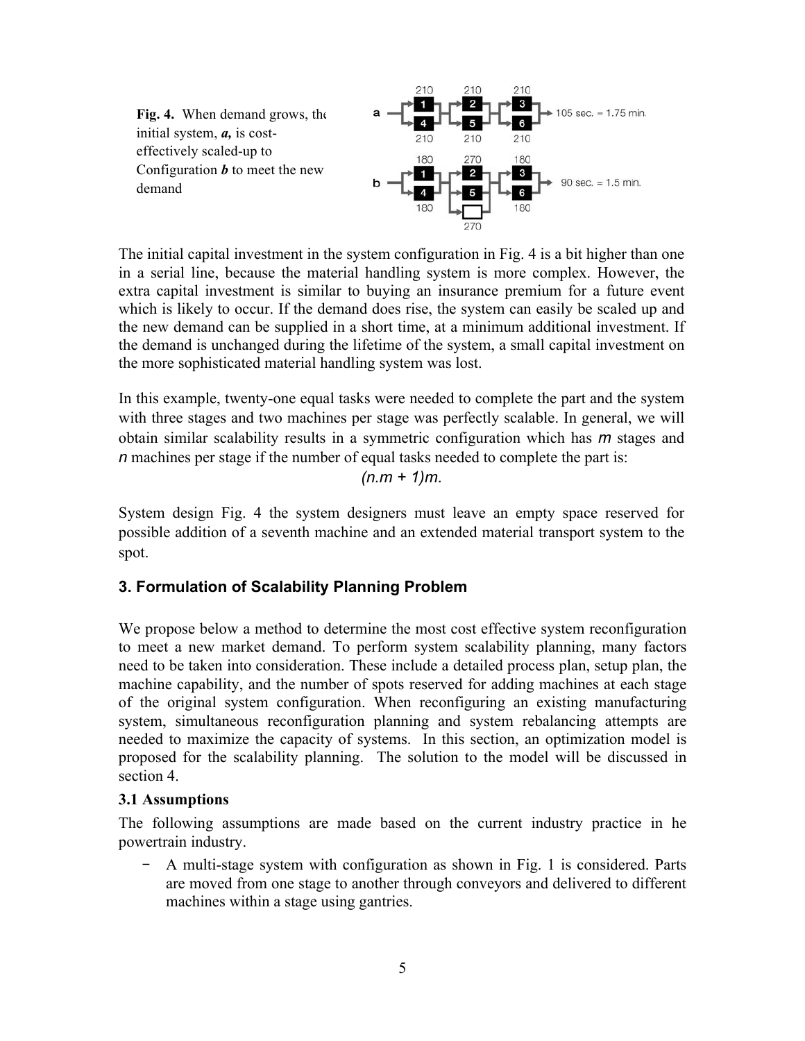**Fig. 4.** When demand grows, the initial system, ***a,*** is cost-effectively scaled-up to Configuration ***b*** to meet the new demand

a
210
210
210
1
2
3
4
5
6
210
210
210
105 sec. = 1.75 min.

b
180
270
180
1
2
3
4
5
6
180
180
270
90 sec. = 1.5 min.

The initial capital investment in the system configuration in Fig. 4 is a bit higher than one in a serial line, because the material handling system is more complex. However, the extra capital investment is similar to buying an insurance premium for a future event which is likely to occur. If the demand does rise, the system can easily be scaled up and the new demand can be supplied in a short time, at a minimum additional investment. If the demand is unchanged during the lifetime of the system, a small capital investment on the more sophisticated material handling system was lost.

In this example, twenty-one equal tasks were needed to complete the part and the system with three stages and two machines per stage was perfectly scalable. In general, we will obtain similar scalability results in a symmetric configuration which has $m$ stages and $n$ machines per stage if the number of equal tasks needed to complete the part is:

$$(n.m + 1)m.$$

System design Fig. 4 the system designers must leave an empty space reserved for possible addition of a seventh machine and an extended material transport system to the spot.

## 3. Formulation of Scalability Planning Problem

We propose below a method to determine the most cost effective system reconfiguration to meet a new market demand. To perform system scalability planning, many factors need to be taken into consideration. These include a detailed process plan, setup plan, the machine capability, and the number of spots reserved for adding machines at each stage of the original system configuration. When reconfiguring an existing manufacturing system, simultaneous reconfiguration planning and system rebalancing attempts are needed to maximize the capacity of systems. In this section, an optimization model is proposed for the scalability planning. The solution to the model will be discussed in section 4.

### 3.1 Assumptions

The following assumptions are made based on the current industry practice in he powertrain industry.

- A multi-stage system with configuration as shown in Fig. 1 is considered. Parts are moved from one stage to another through conveyors and delivered to different machines within a stage using gantries.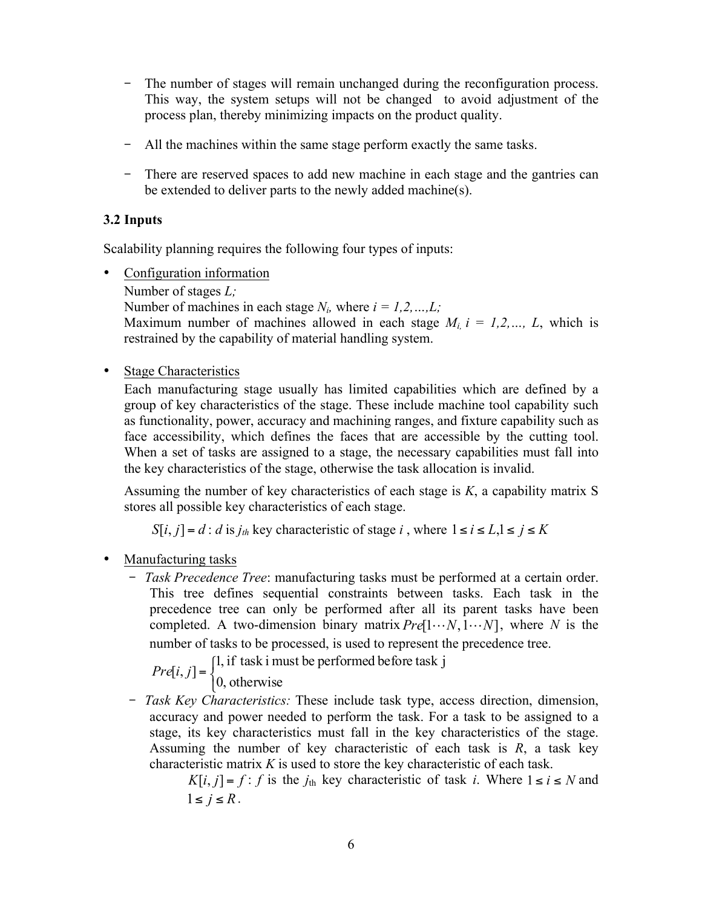- The number of stages will remain unchanged during the reconfiguration process. This way, the system setups will not be changed to avoid adjustment of the process plan, thereby minimizing impacts on the product quality.

- All the machines within the same stage perform exactly the same tasks.

- There are reserved spaces to add new machine in each stage and the gantries can be extended to deliver parts to the newly added machine(s).

### 3.2 Inputs

Scalability planning requires the following four types of inputs:

- Configuration information
  Number of stages $L$;
  Number of machines in each stage $N_i$, where $i = 1,2,\ldots,L$;
  Maximum number of machines allowed in each stage $M_i$, $i = 1,2,\ldots, L$, which is restrained by the capability of material handling system.

- Stage Characteristics
  Each manufacturing stage usually has limited capabilities which are defined by a group of key characteristics of the stage. These include machine tool capability such as functionality, power, accuracy and machining ranges, and fixture capability such as face accessibility, which defines the faces that are accessible by the cutting tool. When a set of tasks are assigned to a stage, the necessary capabilities must fall into the key characteristics of the stage, otherwise the task allocation is invalid.

  Assuming the number of key characteristics of each stage is $K$, a capability matrix S stores all possible key characteristics of each stage.

  $S[i, j] = d$ : $d$ is $j_{th}$ key characteristic of stage $i$ , where $1 \le i \le L, 1 \le j \le K$

- Manufacturing tasks
  - *Task Precedence Tree*: manufacturing tasks must be performed at a certain order. This tree defines sequential constraints between tasks. Each task in the precedence tree can only be performed after all its parent tasks have been completed. A two-dimension binary matrix $Pre[1 \cdots N, 1 \cdots N]$, where $N$ is the number of tasks to be processed, is used to represent the precedence tree.

    $$Pre[i, j] = \begin{cases} 1, \text{ if task i must be performed before task j} \\ 0, \text{ otherwise} \end{cases}$$

  - *Task Key Characteristics:* These include task type, access direction, dimension, accuracy and power needed to perform the task. For a task to be assigned to a stage, its key characteristics must fall in the key characteristics of the stage. Assuming the number of key characteristic of each task is $R$, a task key characteristic matrix $K$ is used to store the key characteristic of each task.

    $K[i, j] = f$ : $f$ is the $j_{\text{th}}$ key characteristic of task $i$. Where $1 \le i \le N$ and $1 \le j \le R$.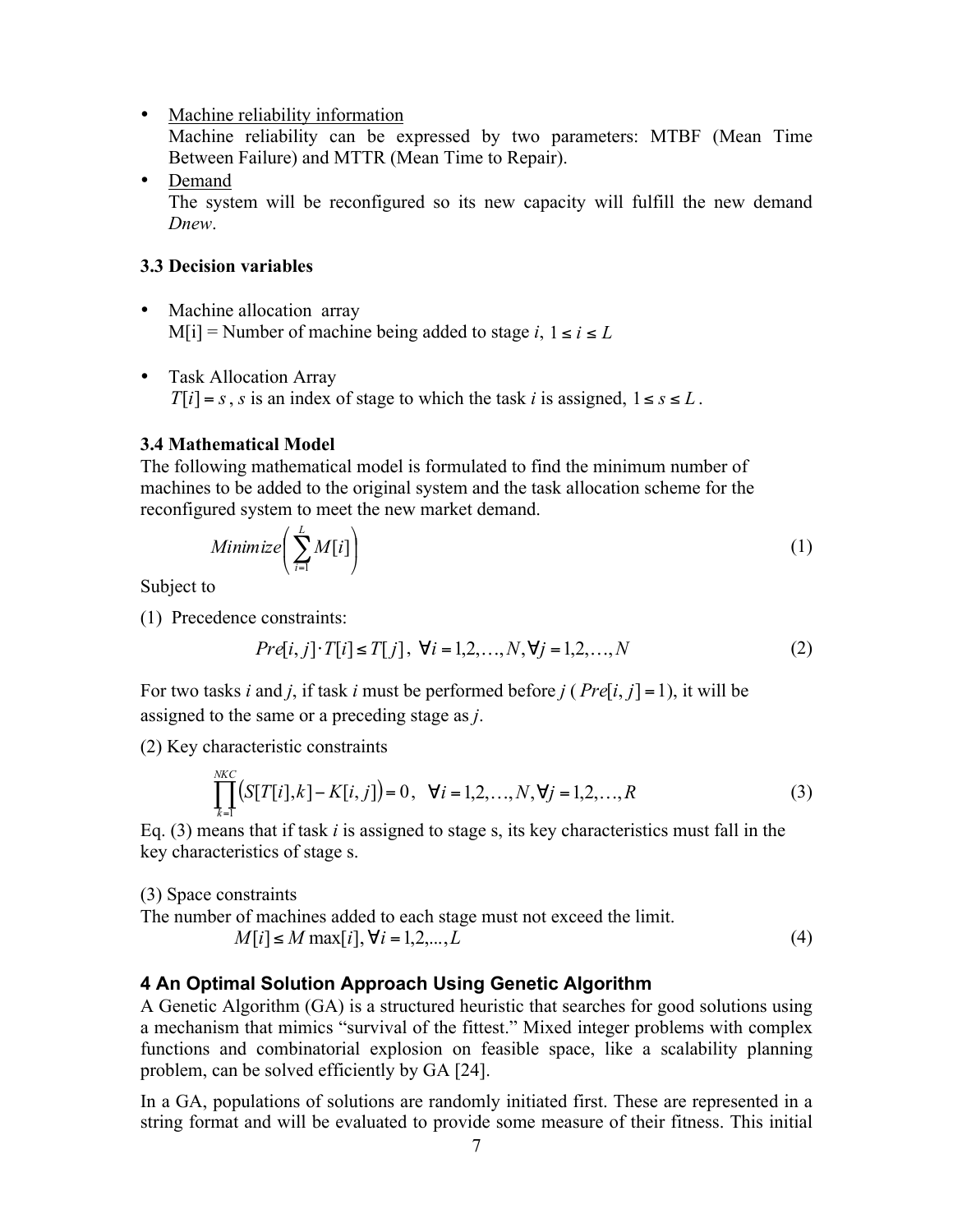- Machine reliability information
  Machine reliability can be expressed by two parameters: MTBF (Mean Time Between Failure) and MTTR (Mean Time to Repair).
- Demand
  The system will be reconfigured so its new capacity will fulfill the new demand *Dnew*.

### 3.3 Decision variables

- Machine allocation array
  M[i] = Number of machine being added to stage $i$, $1 \le i \le L$

- Task Allocation Array
  $T[i] = s$, $s$ is an index of stage to which the task $i$ is assigned, $1 \le s \le L$.

### 3.4 Mathematical Model

The following mathematical model is formulated to find the minimum number of machines to be added to the original system and the task allocation scheme for the reconfigured system to meet the new market demand.

$$Minimize\left(\sum_{i=1}^{L} M[i]\right) \tag{1}$$

Subject to

(1) Precedence constraints:

$$Pre[i,j] \cdot T[i] \le T[j],\ \forall i = 1,2,\ldots,N, \forall j = 1,2,\ldots,N \tag{2}$$

For two tasks $i$ and $j$, if task $i$ must be performed before $j$ ($Pre[i,j] = 1$), it will be assigned to the same or a preceding stage as $j$.

(2) Key characteristic constraints

$$\prod_{k=1}^{NKC} \left(S[T[i],k] - K[i,j]\right) = 0,\ \ \forall i = 1,2,\ldots,N, \forall j = 1,2,\ldots,R \tag{3}$$

Eq. (3) means that if task $i$ is assigned to stage s, its key characteristics must fall in the key characteristics of stage s.

(3) Space constraints

The number of machines added to each stage must not exceed the limit.

$$M[i] \le M\max[i], \forall i = 1,2,...,L \tag{4}$$

## 4 An Optimal Solution Approach Using Genetic Algorithm

A Genetic Algorithm (GA) is a structured heuristic that searches for good solutions using a mechanism that mimics "survival of the fittest." Mixed integer problems with complex functions and combinatorial explosion on feasible space, like a scalability planning problem, can be solved efficiently by GA [24].

In a GA, populations of solutions are randomly initiated first. These are represented in a string format and will be evaluated to provide some measure of their fitness. This initial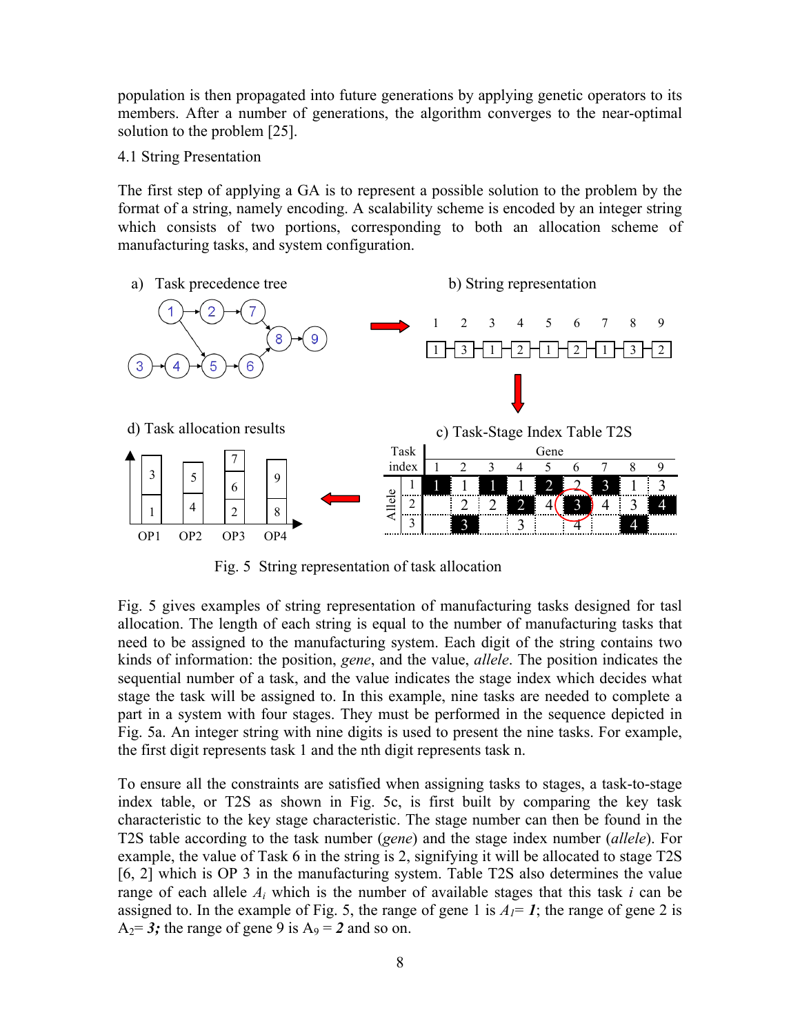population is then propagated into future generations by applying genetic operators to its members. After a number of generations, the algorithm converges to the near-optimal solution to the problem [25].

### 4.1 String Presentation

The first step of applying a GA is to represent a possible solution to the problem by the format of a string, namely encoding. A scalability scheme is encoded by an integer string which consists of two portions, corresponding to both an allocation scheme of manufacturing tasks, and system configuration.

a) Task precedence tree

b) String representation

1 2 3 4 5 6 7 8 9

1 3 1 2 1 2 1 3 2

d) Task allocation results

3 1 | 5 4 | 7 6 2 | 9 8

OP1 OP2 OP3 OP4

c) Task-Stage Index Table T2S

| Task index | Gene 1 | 2 | 3 | 4 | 5 | 6 | 7 | 8 | 9 |
|---|---|---|---|---|---|---|---|---|---|
| Allele 1 | 1 | 1 | 1 | 1 | 2 | 2 | 3 | 1 | 3 |
| 2 | | 2 | 2 | 2 | 4 | 3 | 4 | 3 | 4 |
| 3 | | 3 | | 3 | | 4 | | 4 | |

Fig. 5 String representation of task allocation

Fig. 5 gives examples of string representation of manufacturing tasks designed for tasl allocation. The length of each string is equal to the number of manufacturing tasks that need to be assigned to the manufacturing system. Each digit of the string contains two kinds of information: the position, *gene*, and the value, *allele*. The position indicates the sequential number of a task, and the value indicates the stage index which decides what stage the task will be assigned to. In this example, nine tasks are needed to complete a part in a system with four stages. They must be performed in the sequence depicted in Fig. 5a. An integer string with nine digits is used to present the nine tasks. For example, the first digit represents task 1 and the nth digit represents task n.

To ensure all the constraints are satisfied when assigning tasks to stages, a task-to-stage index table, or T2S as shown in Fig. 5c, is first built by comparing the key task characteristic to the key stage characteristic. The stage number can then be found in the T2S table according to the task number (*gene*) and the stage index number (*allele*). For example, the value of Task 6 in the string is 2, signifying it will be allocated to stage T2S [6, 2] which is OP 3 in the manufacturing system. Table T2S also determines the value range of each allele $A_i$ which is the number of available stages that this task $i$ can be assigned to. In the example of Fig. 5, the range of gene 1 is $A_1 = \boldsymbol{1}$; the range of gene 2 is $A_2 = \boldsymbol{3}$***;*** the range of gene 9 is $A_9 = \boldsymbol{2}$ and so on.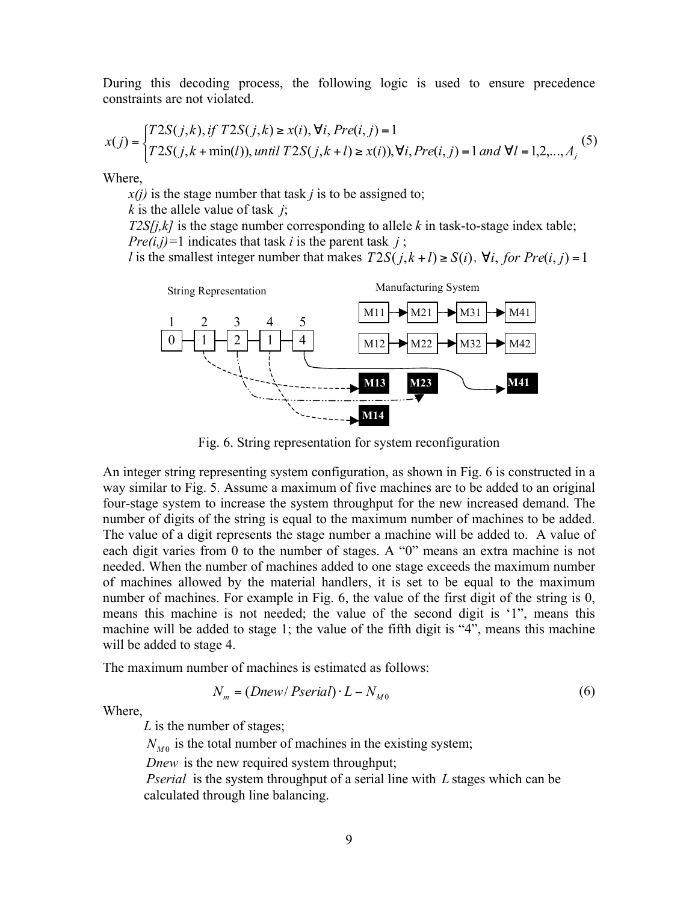During this decoding process, the following logic is used to ensure precedence constraints are not violated.

$$x(j) = \begin{cases} T2S(j,k), if\ T2S(j,k) \geq x(i), \forall i, Pre(i,j) = 1 \\ T2S(j,k+\min(l)), until\ T2S(j,k+l) \geq x(i)), \forall i, Pre(i,j) = 1\ and\ \forall l = 1,2,..., A_j \end{cases} \quad (5)$$

Where,

$x(j)$ is the stage number that task $j$ is to be assigned to;

$k$ is the allele value of task $j$;

$T2S[j,k]$ is the stage number corresponding to allele $k$ in task-to-stage index table;

$Pre(i,j)=1$ indicates that task $i$ is the parent task $j$ ;

$l$ is the smallest integer number that makes $T2S(j,k+l) \geq S(i),\ \forall i,\ for\ Pre(i,j) = 1$

String Representation

1 2 3 4 5

0 1 2 1 4

Manufacturing System

M11 M21 M31 M41

M12 M22 M32 M42

M13 M23 M41

M14

Fig. 6. String representation for system reconfiguration

An integer string representing system configuration, as shown in Fig. 6 is constructed in a way similar to Fig. 5. Assume a maximum of five machines are to be added to an original four-stage system to increase the system throughput for the new increased demand. The number of digits of the string is equal to the maximum number of machines to be added. The value of a digit represents the stage number a machine will be added to. A value of each digit varies from 0 to the number of stages. A "0" means an extra machine is not needed. When the number of machines added to one stage exceeds the maximum number of machines allowed by the material handlers, it is set to be equal to the maximum number of machines. For example in Fig. 6, the value of the first digit of the string is 0, means this machine is not needed; the value of the second digit is '1", means this machine will be added to stage 1; the value of the fifth digit is "4", means this machine will be added to stage 4.

The maximum number of machines is estimated as follows:

$$N_m = (Dnew/Pserial) \cdot L - N_{M0} \quad (6)$$

Where,

$L$ is the number of stages;

$N_{M0}$ is the total number of machines in the existing system;

$Dnew$ is the new required system throughput;

$Pserial$ is the system throughput of a serial line with $L$ stages which can be calculated through line balancing.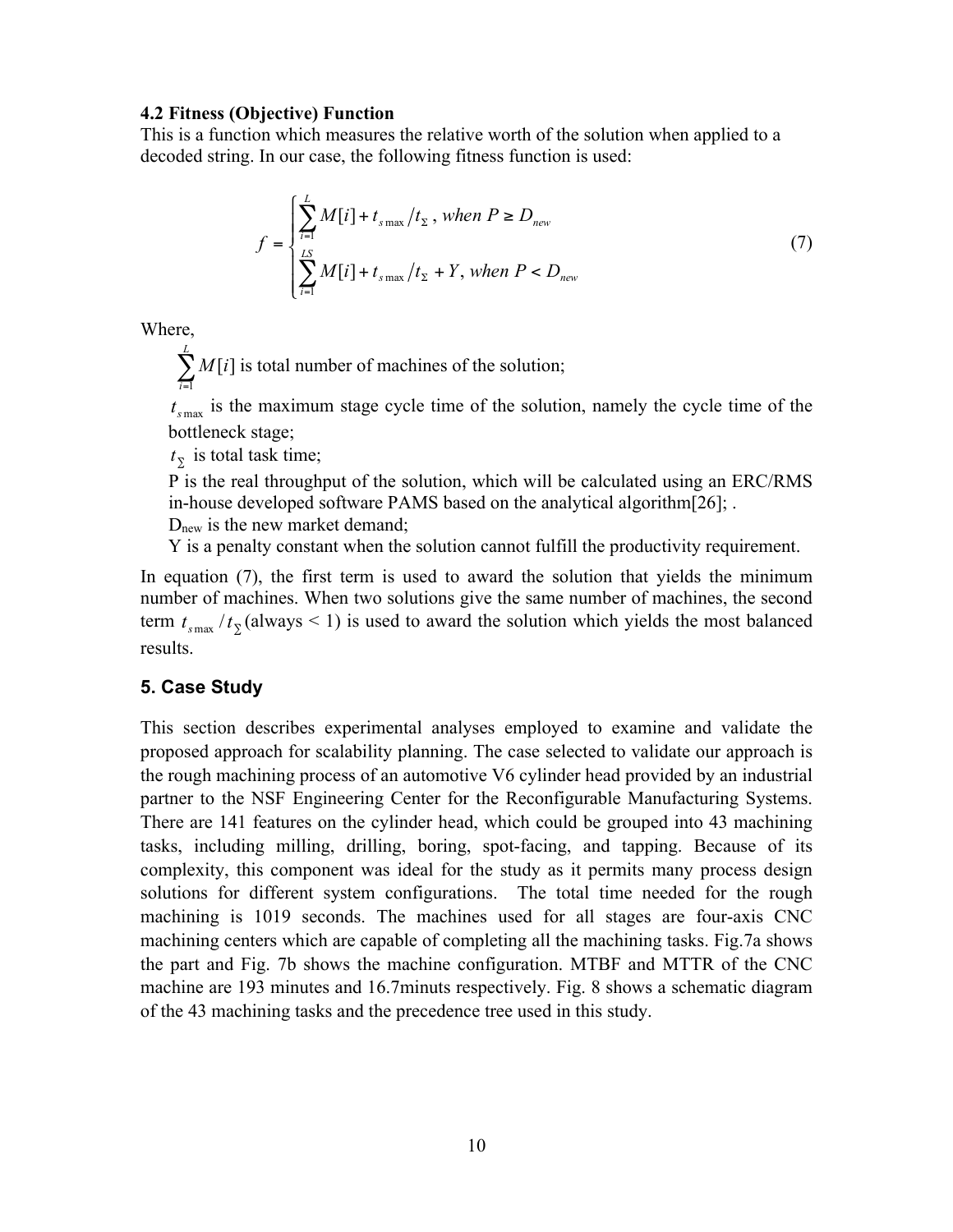### 4.2 Fitness (Objective) Function

This is a function which measures the relative worth of the solution when applied to a decoded string. In our case, the following fitness function is used:

$$
f = \begin{cases} \sum_{i=1}^{L} M[i] + t_{s\max} / t_{\Sigma} \text{ , } when\ P \geq D_{new} \\ \sum_{i=1}^{LS} M[i] + t_{s\max} / t_{\Sigma} + Y, \ when\ P < D_{new} \end{cases} \tag{7}
$$

Where,

$\sum_{i=1}^{L} M[i]$ is total number of machines of the solution;

$t_{s\max}$ is the maximum stage cycle time of the solution, namely the cycle time of the bottleneck stage;

$t_{\Sigma}$ is total task time;

P is the real throughput of the solution, which will be calculated using an ERC/RMS in-house developed software PAMS based on the analytical algorithm[26]; .

$D_{new}$ is the new market demand;

Y is a penalty constant when the solution cannot fulfill the productivity requirement.

In equation (7), the first term is used to award the solution that yields the minimum number of machines. When two solutions give the same number of machines, the second term $t_{s\max} / t_{\Sigma}$ (always < 1) is used to award the solution which yields the most balanced results.

## 5. Case Study

This section describes experimental analyses employed to examine and validate the proposed approach for scalability planning. The case selected to validate our approach is the rough machining process of an automotive V6 cylinder head provided by an industrial partner to the NSF Engineering Center for the Reconfigurable Manufacturing Systems. There are 141 features on the cylinder head, which could be grouped into 43 machining tasks, including milling, drilling, boring, spot-facing, and tapping. Because of its complexity, this component was ideal for the study as it permits many process design solutions for different system configurations. The total time needed for the rough machining is 1019 seconds. The machines used for all stages are four-axis CNC machining centers which are capable of completing all the machining tasks. Fig.7a shows the part and Fig. 7b shows the machine configuration. MTBF and MTTR of the CNC machine are 193 minutes and 16.7minuts respectively. Fig. 8 shows a schematic diagram of the 43 machining tasks and the precedence tree used in this study.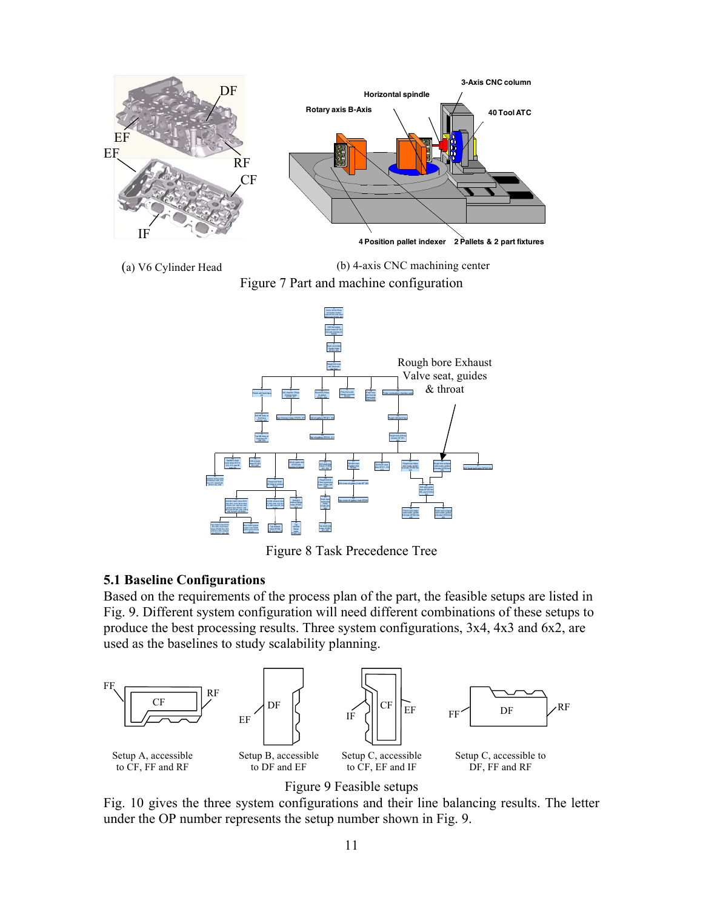DF

EF

EF

RF

CF

IF

(a) V6 Cylinder Head

3-Axis CNC column

Horizontal spindle

Rotary axis B-Axis

40 Tool ATC

4 Position pallet indexer

2 Pallets & 2 part fixtures

(b) 4-axis CNC machining center

Figure 7 Part and machine configuration

Rough bore Exhaust Valve seat, guides & throat

Figure 8 Task Precedence Tree

### 5.1 Baseline Configurations

Based on the requirements of the process plan of the part, the feasible setups are listed in Fig. 9. Different system configuration will need different combinations of these setups to produce the best processing results. Three system configurations, 3x4, 4x3 and 6x2, are used as the baselines to study scalability planning.

FF

CF

RF

Setup A, accessible to CF, FF and RF

DF

EF

Setup B, accessible to DF and EF

IF

CF

EF

Setup C, accessible to CF, EF and IF

FF

DF

RF

Setup C, accessible to DF, FF and RF

Figure 9 Feasible setups

Fig. 10 gives the three system configurations and their line balancing results. The letter under the OP number represents the setup number shown in Fig. 9.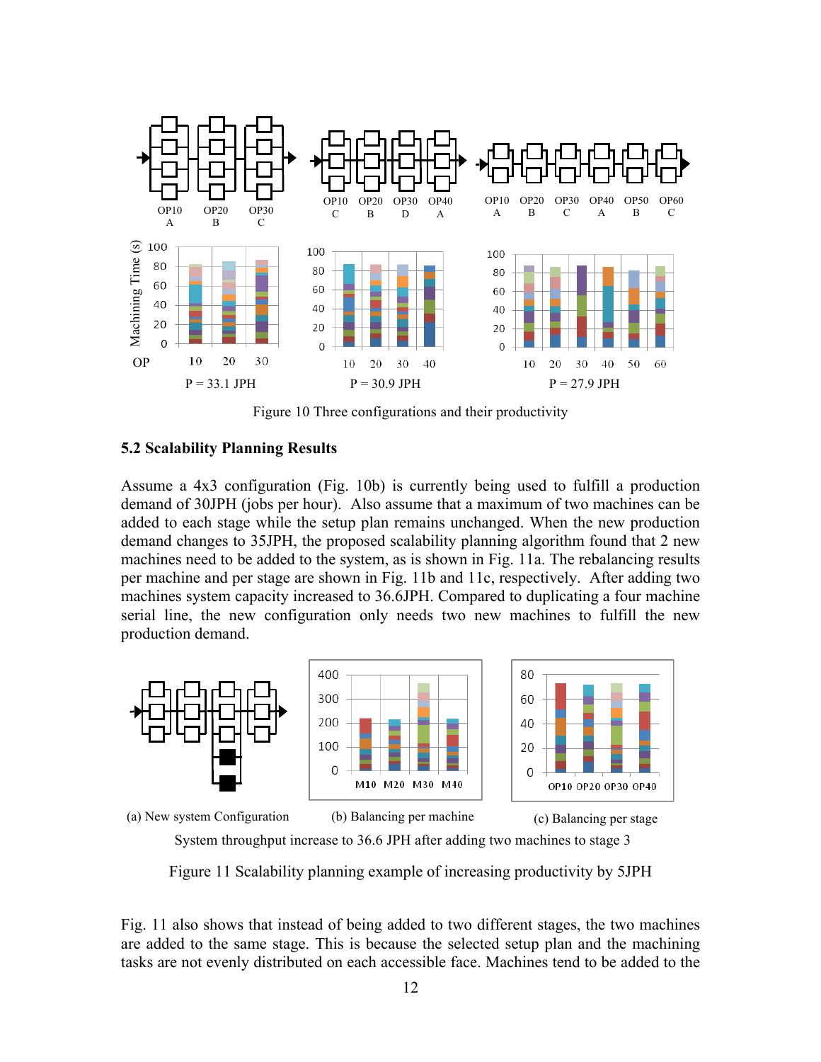Figure 10 Three configurations and their productivity

### 5.2 Scalability Planning Results

Assume a 4x3 configuration (Fig. 10b) is currently being used to fulfill a production demand of 30JPH (jobs per hour). Also assume that a maximum of two machines can be added to each stage while the setup plan remains unchanged. When the new production demand changes to 35JPH, the proposed scalability planning algorithm found that 2 new machines need to be added to the system, as is shown in Fig. 11a. The rebalancing results per machine and per stage are shown in Fig. 11b and 11c, respectively. After adding two machines system capacity increased to 36.6JPH. Compared to duplicating a four machine serial line, the new configuration only needs two new machines to fulfill the new production demand.

(a) New system Configuration (b) Balancing per machine (c) Balancing per stage

System throughput increase to 36.6 JPH after adding two machines to stage 3

Figure 11 Scalability planning example of increasing productivity by 5JPH

Fig. 11 also shows that instead of being added to two different stages, the two machines are added to the same stage. This is because the selected setup plan and the machining tasks are not evenly distributed on each accessible face. Machines tend to be added to the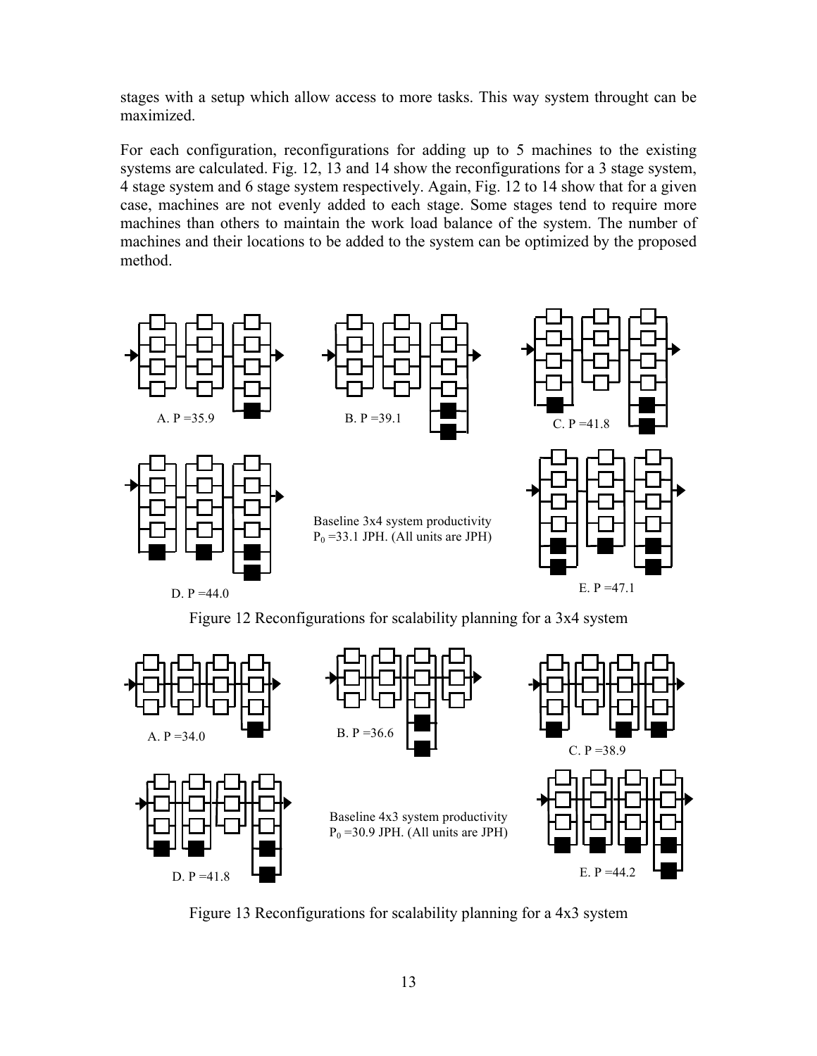stages with a setup which allow access to more tasks. This way system throught can be maximized.

For each configuration, reconfigurations for adding up to 5 machines to the existing systems are calculated. Fig. 12, 13 and 14 show the reconfigurations for a 3 stage system, 4 stage system and 6 stage system respectively. Again, Fig. 12 to 14 show that for a given case, machines are not evenly added to each stage. Some stages tend to require more machines than others to maintain the work load balance of the system. The number of machines and their locations to be added to the system can be optimized by the proposed method.

A. P =35.9

B. P =39.1

C. P =41.8

D. P =44.0

Baseline 3x4 system productivity $P_0$ =33.1 JPH. (All units are JPH)

E. P =47.1

Figure 12 Reconfigurations for scalability planning for a 3x4 system

A. P =34.0

B. P =36.6

C. P =38.9

D. P =41.8

Baseline 4x3 system productivity $P_0$ =30.9 JPH. (All units are JPH)

E. P =44.2

Figure 13 Reconfigurations for scalability planning for a 4x3 system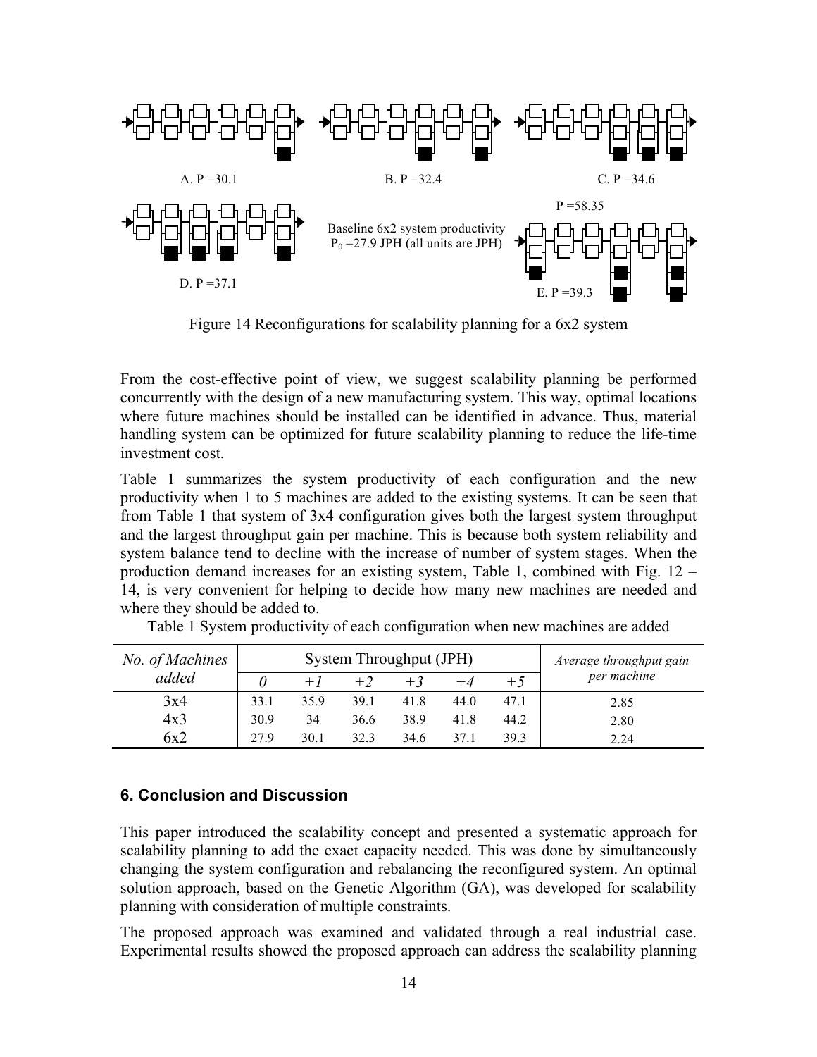A. P =30.1

B. P =32.4

C. P =34.6

D. P =37.1

Baseline 6x2 system productivity $P_0$ =27.9 JPH (all units are JPH)

P =58.35

E. P =39.3

Figure 14 Reconfigurations for scalability planning for a 6x2 system

From the cost-effective point of view, we suggest scalability planning be performed concurrently with the design of a new manufacturing system. This way, optimal locations where future machines should be installed can be identified in advance. Thus, material handling system can be optimized for future scalability planning to reduce the life-time investment cost.

Table 1 summarizes the system productivity of each configuration and the new productivity when 1 to 5 machines are added to the existing systems. It can be seen that from Table 1 that system of 3x4 configuration gives both the largest system throughput and the largest throughput gain per machine. This is because both system reliability and system balance tend to decline with the increase of number of system stages. When the production demand increases for an existing system, Table 1, combined with Fig. 12 – 14, is very convenient for helping to decide how many new machines are needed and where they should be added to.

Table 1 System productivity of each configuration when new machines are added

| *No. of Machines added* | System Throughput (JPH) | | | | | | *Average throughput gain per machine* |
|---|---|---|---|---|---|---|---|
| | *0* | *+1* | *+2* | *+3* | *+4* | *+5* | |
| 3x4 | 33.1 | 35.9 | 39.1 | 41.8 | 44.0 | 47.1 | 2.85 |
| 4x3 | 30.9 | 34 | 36.6 | 38.9 | 41.8 | 44.2 | 2.80 |
| 6x2 | 27.9 | 30.1 | 32.3 | 34.6 | 37.1 | 39.3 | 2.24 |

## 6. Conclusion and Discussion

This paper introduced the scalability concept and presented a systematic approach for scalability planning to add the exact capacity needed. This was done by simultaneously changing the system configuration and rebalancing the reconfigured system. An optimal solution approach, based on the Genetic Algorithm (GA), was developed for scalability planning with consideration of multiple constraints.

The proposed approach was examined and validated through a real industrial case. Experimental results showed the proposed approach can address the scalability planning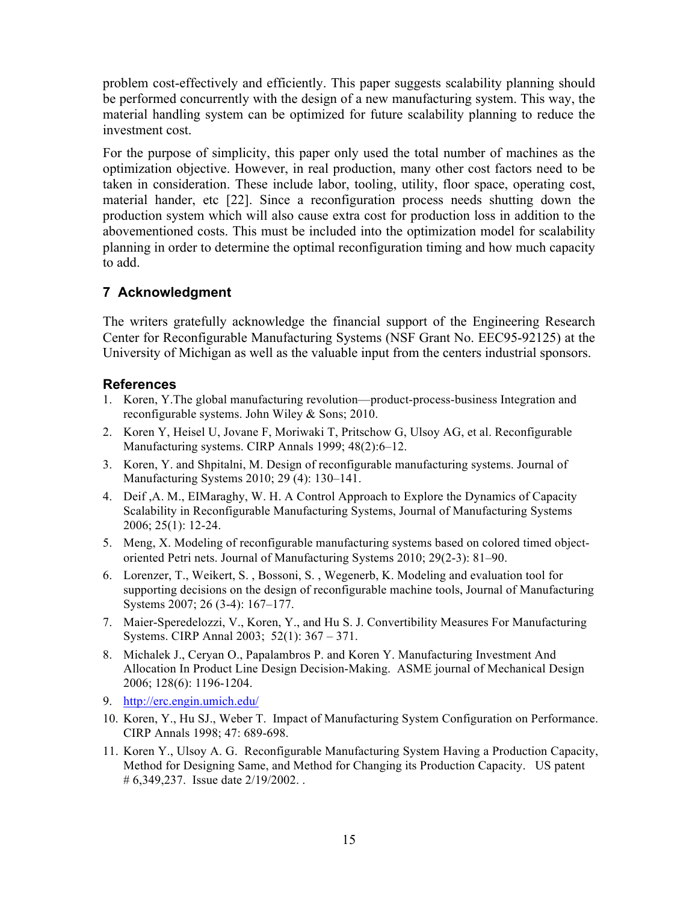problem cost-effectively and efficiently. This paper suggests scalability planning should be performed concurrently with the design of a new manufacturing system. This way, the material handling system can be optimized for future scalability planning to reduce the investment cost.

For the purpose of simplicity, this paper only used the total number of machines as the optimization objective. However, in real production, many other cost factors need to be taken in consideration. These include labor, tooling, utility, floor space, operating cost, material hander, etc [22]. Since a reconfiguration process needs shutting down the production system which will also cause extra cost for production loss in addition to the abovementioned costs. This must be included into the optimization model for scalability planning in order to determine the optimal reconfiguration timing and how much capacity to add.

## 7 Acknowledgment

The writers gratefully acknowledge the financial support of the Engineering Research Center for Reconfigurable Manufacturing Systems (NSF Grant No. EEC95-92125) at the University of Michigan as well as the valuable input from the centers industrial sponsors.

### References

1. Koren, Y.The global manufacturing revolution—product-process-business Integration and reconfigurable systems. John Wiley & Sons; 2010.
2. Koren Y, Heisel U, Jovane F, Moriwaki T, Pritschow G, Ulsoy AG, et al. Reconfigurable Manufacturing systems. CIRP Annals 1999; 48(2):6–12.
3. Koren, Y. and Shpitalni, M. Design of reconfigurable manufacturing systems. Journal of Manufacturing Systems 2010; 29 (4): 130–141.
4. Deif ,A. M., EIMaraghy, W. H. A Control Approach to Explore the Dynamics of Capacity Scalability in Reconfigurable Manufacturing Systems, Journal of Manufacturing Systems 2006; 25(1): 12-24.
5. Meng, X. Modeling of reconfigurable manufacturing systems based on colored timed object-oriented Petri nets. Journal of Manufacturing Systems 2010; 29(2-3): 81–90.
6. Lorenzer, T., Weikert, S. , Bossoni, S. , Wegenerb, K. Modeling and evaluation tool for supporting decisions on the design of reconfigurable machine tools, Journal of Manufacturing Systems 2007; 26 (3-4): 167–177.
7. Maier-Speredelozzi, V., Koren, Y., and Hu S. J. Convertibility Measures For Manufacturing Systems. CIRP Annal 2003; 52(1): 367 – 371.
8. Michalek J., Ceryan O., Papalambros P. and Koren Y. Manufacturing Investment And Allocation In Product Line Design Decision-Making. ASME journal of Mechanical Design 2006; 128(6): 1196-1204.
9. http://erc.engin.umich.edu/
10. Koren, Y., Hu SJ., Weber T. Impact of Manufacturing System Configuration on Performance. CIRP Annals 1998; 47: 689-698.
11. Koren Y., Ulsoy A. G. Reconfigurable Manufacturing System Having a Production Capacity, Method for Designing Same, and Method for Changing its Production Capacity. US patent # 6,349,237. Issue date 2/19/2002. .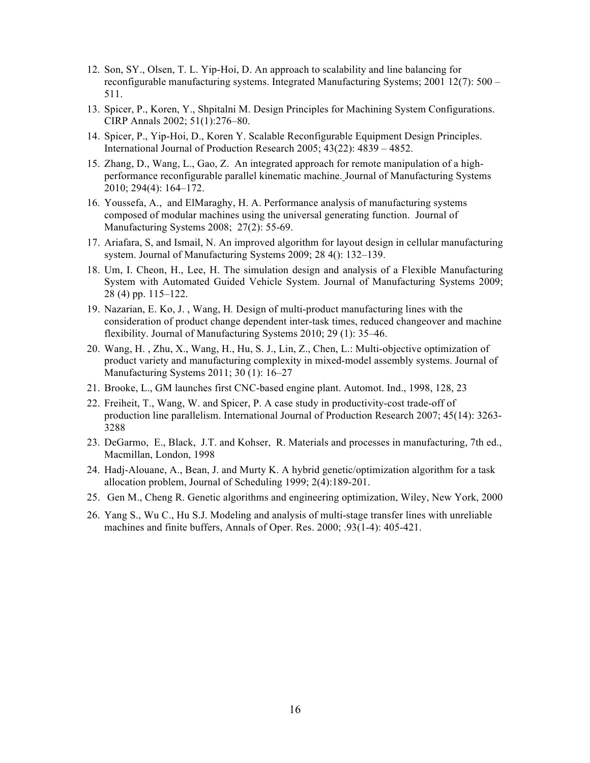12. Son, SY., Olsen, T. L. Yip-Hoi, D. An approach to scalability and line balancing for reconfigurable manufacturing systems. Integrated Manufacturing Systems; 2001 12(7): 500 – 511.
13. Spicer, P., Koren, Y., Shpitalni M. Design Principles for Machining System Configurations. CIRP Annals 2002; 51(1):276–80.
14. Spicer, P., Yip-Hoi, D., Koren Y. Scalable Reconfigurable Equipment Design Principles. International Journal of Production Research 2005; 43(22): 4839 – 4852.
15. Zhang, D., Wang, L., Gao, Z. An integrated approach for remote manipulation of a high-performance reconfigurable parallel kinematic machine. Journal of Manufacturing Systems 2010; 294(4): 164–172.
16. Youssefa, A., and ElMaraghy, H. A. Performance analysis of manufacturing systems composed of modular machines using the universal generating function. Journal of Manufacturing Systems 2008; 27(2): 55-69.
17. Ariafara, S, and Ismail, N. An improved algorithm for layout design in cellular manufacturing system. Journal of Manufacturing Systems 2009; 28 4(): 132–139.
18. Um, I. Cheon, H., Lee, H. The simulation design and analysis of a Flexible Manufacturing System with Automated Guided Vehicle System. Journal of Manufacturing Systems 2009; 28 (4) pp. 115–122.
19. Nazarian, E. Ko, J. , Wang, H. Design of multi-product manufacturing lines with the consideration of product change dependent inter-task times, reduced changeover and machine flexibility. Journal of Manufacturing Systems 2010; 29 (1): 35–46.
20. Wang, H. , Zhu, X., Wang, H., Hu, S. J., Lin, Z., Chen, L.: Multi-objective optimization of product variety and manufacturing complexity in mixed-model assembly systems. Journal of Manufacturing Systems 2011; 30 (1): 16–27
21. Brooke, L., GM launches first CNC-based engine plant. Automot. Ind., 1998, 128, 23
22. Freiheit, T., Wang, W. and Spicer, P. A case study in productivity-cost trade-off of production line parallelism. International Journal of Production Research 2007; 45(14): 3263-3288
23. DeGarmo, E., Black, J.T. and Kohser, R. Materials and processes in manufacturing, 7th ed., Macmillan, London, 1998
24. Hadj-Alouane, A., Bean, J. and Murty K. A hybrid genetic/optimization algorithm for a task allocation problem, Journal of Scheduling 1999; 2(4):189-201.
25. Gen M., Cheng R. Genetic algorithms and engineering optimization, Wiley, New York, 2000
26. Yang S., Wu C., Hu S.J. Modeling and analysis of multi-stage transfer lines with unreliable machines and finite buffers, Annals of Oper. Res. 2000; .93(1-4): 405-421.